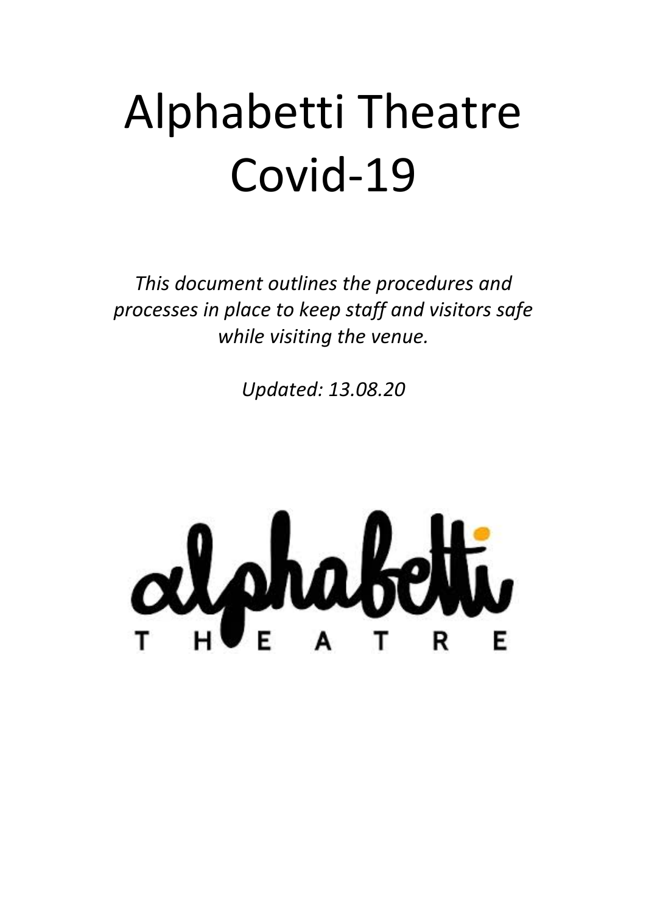# Alphabetti Theatre Covid-19

*This document outlines the procedures and processes in place to keep staff and visitors safe while visiting the venue.*

*Updated: 13.08.20*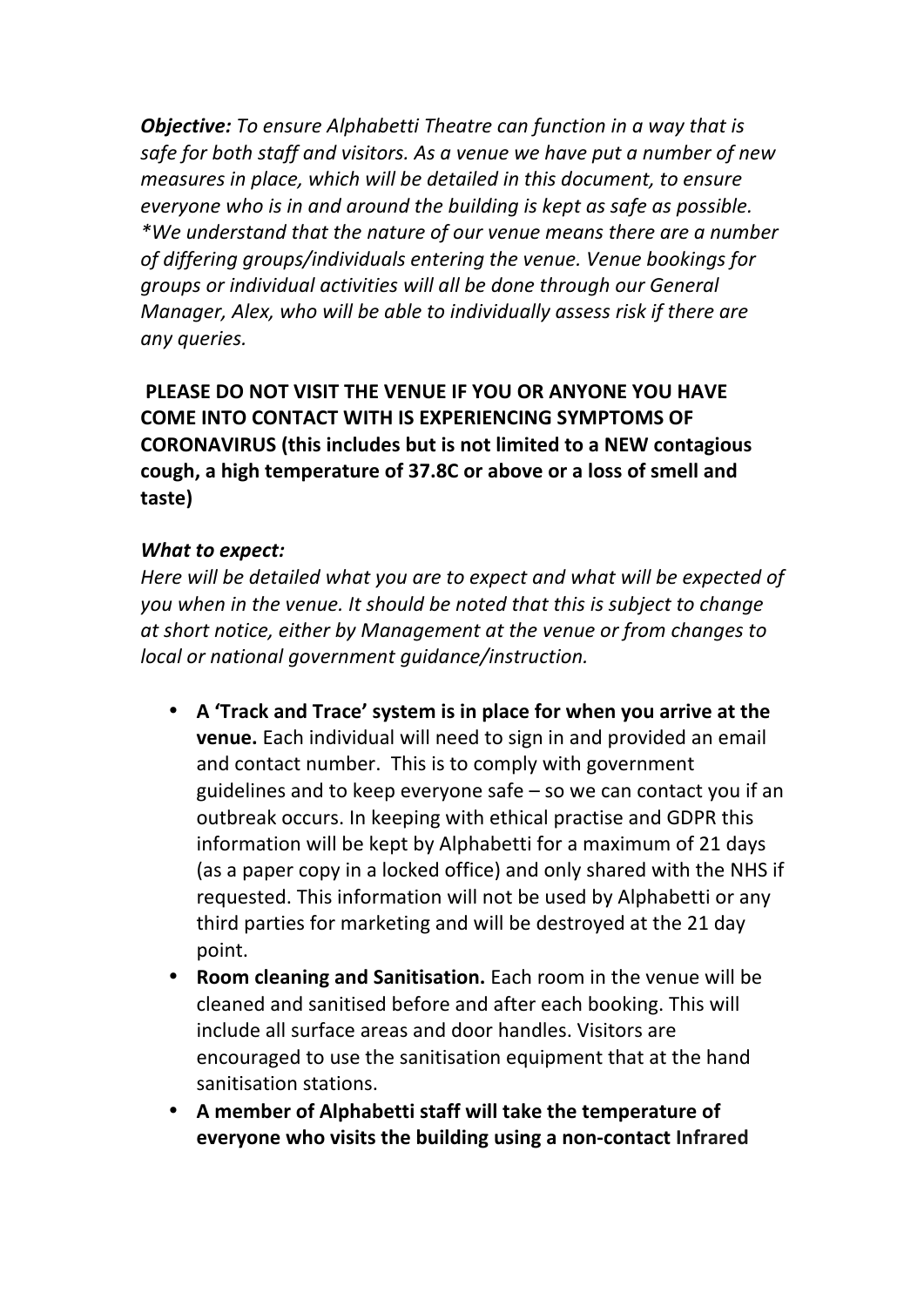***Objective:*** *To ensure Alphabetti Theatre can function in a way that is safe for both staff and visitors. As a venue we have put a number of new measures in place, which will be detailed in this document, to ensure everyone who is in and around the building is kept as safe as possible. *We understand that the nature of our venue means there are a number of differing groups/individuals entering the venue. Venue bookings for groups or individual activities will all be done through our General Manager, Alex, who will be able to individually assess risk if there are any queries.*

**PLEASE DO NOT VISIT THE VENUE IF YOU OR ANYONE YOU HAVE COME INTO CONTACT WITH IS EXPERIENCING SYMPTOMS OF CORONAVIRUS (this includes but is not limited to a NEW contagious cough, a high temperature of 37.8C or above or a loss of smell and taste)**

***What to expect:***

*Here will be detailed what you are to expect and what will be expected of you when in the venue. It should be noted that this is subject to change at short notice, either by Management at the venue or from changes to local or national government guidance/instruction.*

- **A 'Track and Trace' system is in place for when you arrive at the venue.** Each individual will need to sign in and provided an email and contact number. This is to comply with government guidelines and to keep everyone safe – so we can contact you if an outbreak occurs. In keeping with ethical practise and GDPR this information will be kept by Alphabetti for a maximum of 21 days (as a paper copy in a locked office) and only shared with the NHS if requested. This information will not be used by Alphabetti or any third parties for marketing and will be destroyed at the 21 day point.
- **Room cleaning and Sanitisation.** Each room in the venue will be cleaned and sanitised before and after each booking. This will include all surface areas and door handles. Visitors are encouraged to use the sanitisation equipment that at the hand sanitisation stations.
- **A member of Alphabetti staff will take the temperature of everyone who visits the building using a non-contact Infrared**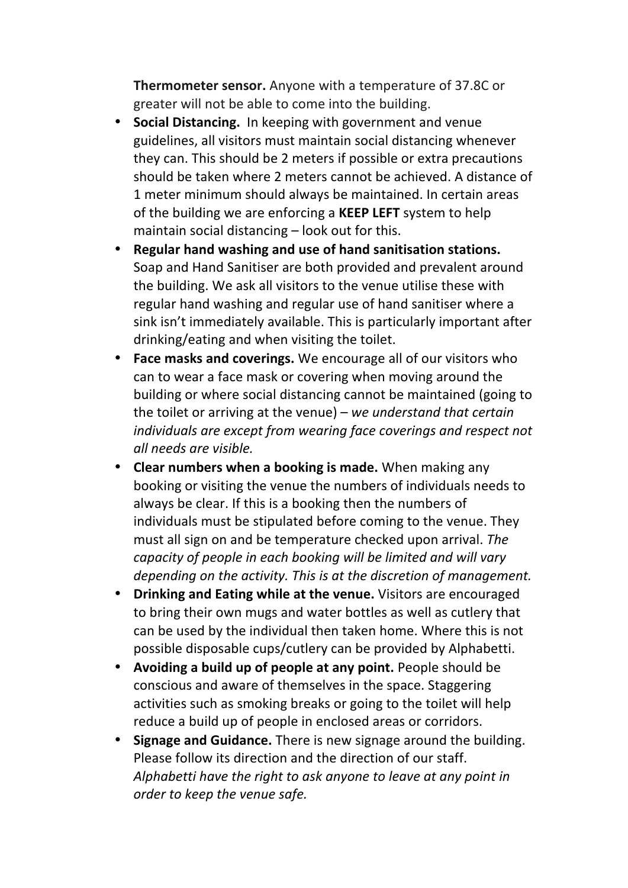**Thermometer sensor.** Anyone with a temperature of 37.8C or greater will not be able to come into the building.

- **Social Distancing.** In keeping with government and venue guidelines, all visitors must maintain social distancing whenever they can. This should be 2 meters if possible or extra precautions should be taken where 2 meters cannot be achieved. A distance of 1 meter minimum should always be maintained. In certain areas of the building we are enforcing a **KEEP LEFT** system to help maintain social distancing – look out for this.
- **Regular hand washing and use of hand sanitisation stations.** Soap and Hand Sanitiser are both provided and prevalent around the building. We ask all visitors to the venue utilise these with regular hand washing and regular use of hand sanitiser where a sink isn't immediately available. This is particularly important after drinking/eating and when visiting the toilet.
- **Face masks and coverings.** We encourage all of our visitors who can to wear a face mask or covering when moving around the building or where social distancing cannot be maintained (going to the toilet or arriving at the venue) – *we understand that certain individuals are except from wearing face coverings and respect not all needs are visible.*
- **Clear numbers when a booking is made.** When making any booking or visiting the venue the numbers of individuals needs to always be clear. If this is a booking then the numbers of individuals must be stipulated before coming to the venue. They must all sign on and be temperature checked upon arrival. *The capacity of people in each booking will be limited and will vary depending on the activity. This is at the discretion of management.*
- **Drinking and Eating while at the venue.** Visitors are encouraged to bring their own mugs and water bottles as well as cutlery that can be used by the individual then taken home. Where this is not possible disposable cups/cutlery can be provided by Alphabetti.
- **Avoiding a build up of people at any point.** People should be conscious and aware of themselves in the space. Staggering activities such as smoking breaks or going to the toilet will help reduce a build up of people in enclosed areas or corridors.
- **Signage and Guidance.** There is new signage around the building. Please follow its direction and the direction of our staff. *Alphabetti have the right to ask anyone to leave at any point in order to keep the venue safe.*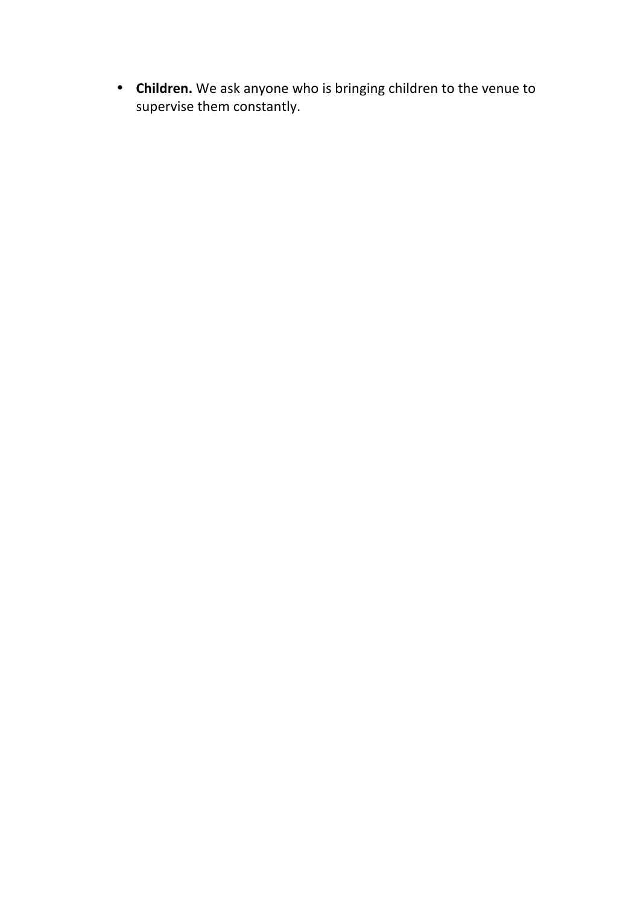- **Children.** We ask anyone who is bringing children to the venue to supervise them constantly.